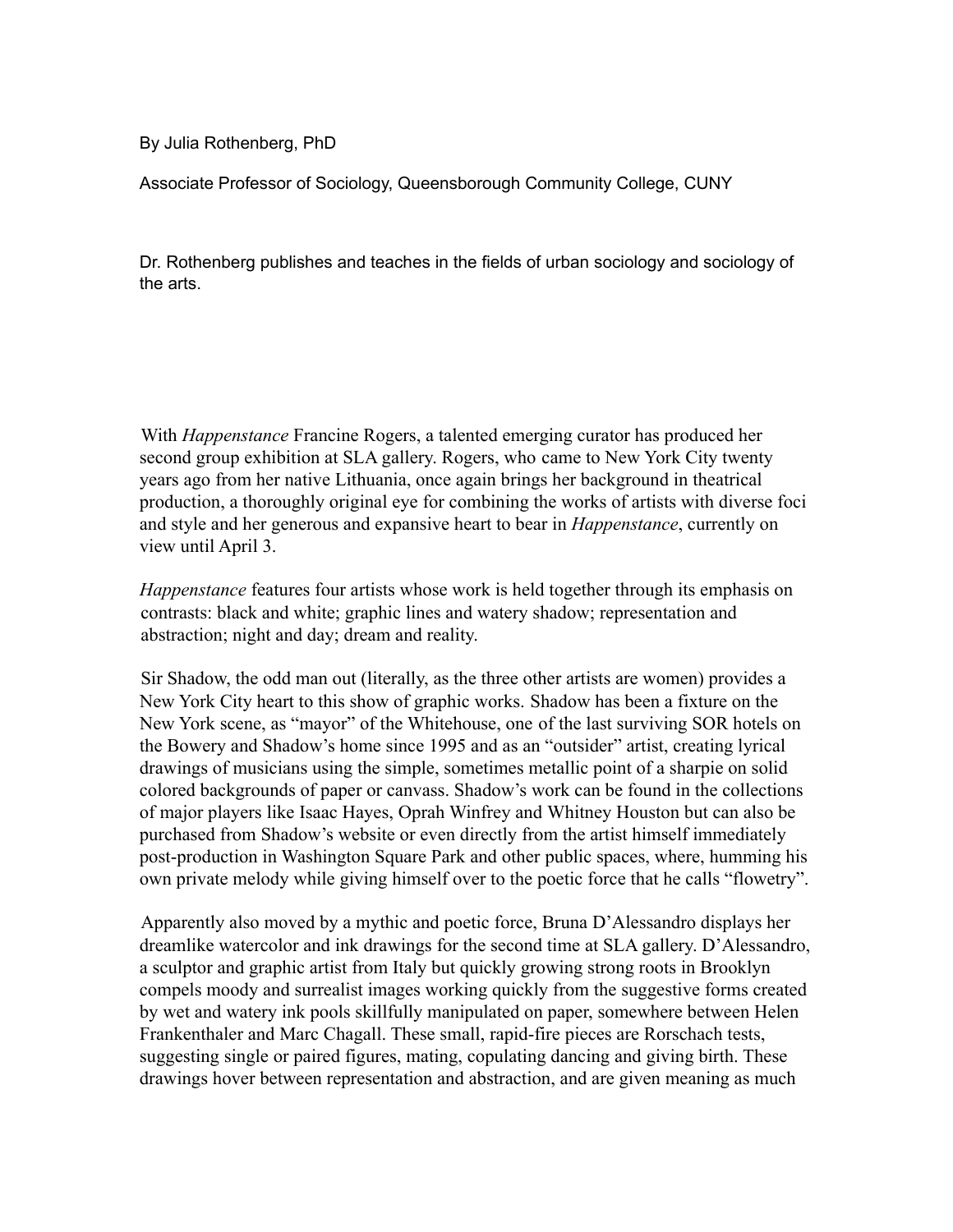By Julia Rothenberg, PhD

Associate Professor of Sociology, Queensborough Community College, CUNY

Dr. Rothenberg publishes and teaches in the fields of urban sociology and sociology of the arts.

With *Happenstance* Francine Rogers, a talented emerging curator has produced her second group exhibition at SLA gallery. Rogers, who came to New York City twenty years ago from her native Lithuania, once again brings her background in theatrical production, a thoroughly original eye for combining the works of artists with diverse foci and style and her generous and expansive heart to bear in *Happenstance*, currently on view until April 3.

*Happenstance* features four artists whose work is held together through its emphasis on contrasts: black and white; graphic lines and watery shadow; representation and abstraction; night and day; dream and reality.

Sir Shadow, the odd man out (literally, as the three other artists are women) provides a New York City heart to this show of graphic works. Shadow has been a fixture on the New York scene, as "mayor" of the Whitehouse, one of the last surviving SOR hotels on the Bowery and Shadow's home since 1995 and as an "outsider" artist, creating lyrical drawings of musicians using the simple, sometimes metallic point of a sharpie on solid colored backgrounds of paper or canvass. Shadow's work can be found in the collections of major players like Isaac Hayes, Oprah Winfrey and Whitney Houston but can also be purchased from Shadow's website or even directly from the artist himself immediately post-production in Washington Square Park and other public spaces, where, humming his own private melody while giving himself over to the poetic force that he calls "flowetry".

Apparently also moved by a mythic and poetic force, Bruna D'Alessandro displays her dreamlike watercolor and ink drawings for the second time at SLA gallery. D'Alessandro, a sculptor and graphic artist from Italy but quickly growing strong roots in Brooklyn compels moody and surrealist images working quickly from the suggestive forms created by wet and watery ink pools skillfully manipulated on paper, somewhere between Helen Frankenthaler and Marc Chagall. These small, rapid-fire pieces are Rorschach tests, suggesting single or paired figures, mating, copulating dancing and giving birth. These drawings hover between representation and abstraction, and are given meaning as much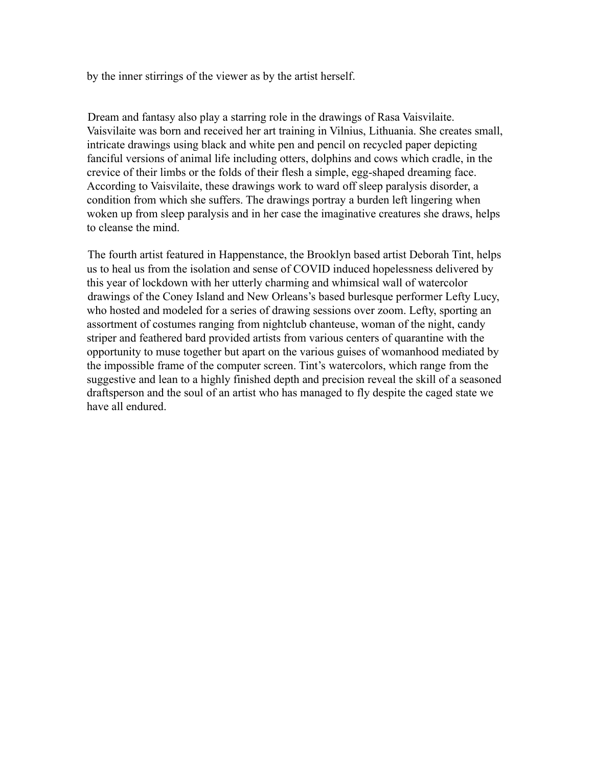by the inner stirrings of the viewer as by the artist herself.

Dream and fantasy also play a starring role in the drawings of Rasa Vaisvilaite. Vaisvilaite was born and received her art training in Vilnius, Lithuania. She creates small, intricate drawings using black and white pen and pencil on recycled paper depicting fanciful versions of animal life including otters, dolphins and cows which cradle, in the crevice of their limbs or the folds of their flesh a simple, egg-shaped dreaming face. According to Vaisvilaite, these drawings work to ward off sleep paralysis disorder, a condition from which she suffers. The drawings portray a burden left lingering when woken up from sleep paralysis and in her case the imaginative creatures she draws, helps to cleanse the mind.

The fourth artist featured in Happenstance, the Brooklyn based artist Deborah Tint, helps us to heal us from the isolation and sense of COVID induced hopelessness delivered by this year of lockdown with her utterly charming and whimsical wall of watercolor drawings of the Coney Island and New Orleans's based burlesque performer Lefty Lucy, who hosted and modeled for a series of drawing sessions over zoom. Lefty, sporting an assortment of costumes ranging from nightclub chanteuse, woman of the night, candy striper and feathered bard provided artists from various centers of quarantine with the opportunity to muse together but apart on the various guises of womanhood mediated by the impossible frame of the computer screen. Tint's watercolors, which range from the suggestive and lean to a highly finished depth and precision reveal the skill of a seasoned draftsperson and the soul of an artist who has managed to fly despite the caged state we have all endured.